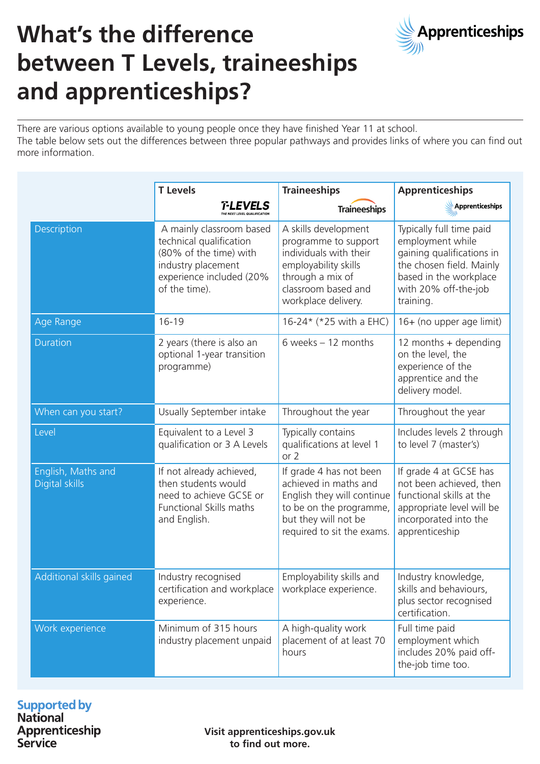# What's the difference between T Levels, traineeships and apprenticeships?

There are various options available to young people once they have finished Year 11 at school.
The table below sets out the differences between three popular pathways and provides links of where you can find out more information.

| | T Levels | Traineeships | Apprenticeships |
|---|---|---|---|
| Description | A mainly classroom based technical qualification (80% of the time) with industry placement experience included (20% of the time). | A skills development programme to support individuals with their employability skills through a mix of classroom based and workplace delivery. | Typically full time paid employment while gaining qualifications in the chosen field. Mainly based in the workplace with 20% off-the-job training. |
| Age Range | 16-19 | 16-24* (*25 with a EHC) | 16+ (no upper age limit) |
| Duration | 2 years (there is also an optional 1-year transition programme) | 6 weeks – 12 months | 12 months + depending on the level, the experience of the apprentice and the delivery model. |
| When can you start? | Usually September intake | Throughout the year | Throughout the year |
| Level | Equivalent to a Level 3 qualification or 3 A Levels | Typically contains qualifications at level 1 or 2 | Includes levels 2 through to level 7 (master's) |
| English, Maths and Digital skills | If not already achieved, then students would need to achieve GCSE or Functional Skills maths and English. | If grade 4 has not been achieved in maths and English they will continue to be on the programme, but they will not be required to sit the exams. | If grade 4 at GCSE has not been achieved, then functional skills at the appropriate level will be incorporated into the apprenticeship |
| Additional skills gained | Industry recognised certification and workplace experience. | Employability skills and workplace experience. | Industry knowledge, skills and behaviours, plus sector recognised certification. |
| Work experience | Minimum of 315 hours industry placement unpaid | A high-quality work placement of at least 70 hours | Full time paid employment which includes 20% paid off-the-job time too. |

Supported by National Apprenticeship Service

**Visit apprenticeships.gov.uk to find out more.**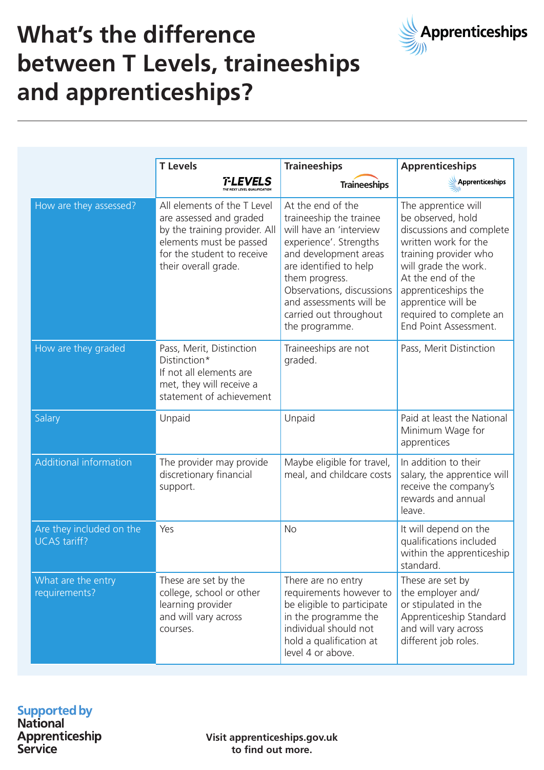# What's the difference between T Levels, traineeships and apprenticeships?

| | T Levels | Traineeships | Apprenticeships |
|---|---|---|---|
| How are they assessed? | All elements of the T Level are assessed and graded by the training provider. All elements must be passed for the student to receive their overall grade. | At the end of the traineeship the trainee will have an 'interview experience'. Strengths and development areas are identified to help them progress. Observations, discussions and assessments will be carried out throughout the programme. | The apprentice will be observed, hold discussions and complete written work for the training provider who will grade the work. At the end of the apprenticeships the apprentice will be required to complete an End Point Assessment. |
| How are they graded | Pass, Merit, Distinction Distinction* If not all elements are met, they will receive a statement of achievement | Traineeships are not graded. | Pass, Merit Distinction |
| Salary | Unpaid | Unpaid | Paid at least the National Minimum Wage for apprentices |
| Additional information | The provider may provide discretionary financial support. | Maybe eligible for travel, meal, and childcare costs | In addition to their salary, the apprentice will receive the company's rewards and annual leave. |
| Are they included on the UCAS tariff? | Yes | No | It will depend on the qualifications included within the apprenticeship standard. |
| What are the entry requirements? | These are set by the college, school or other learning provider and will vary across courses. | There are no entry requirements however to be eligible to participate in the programme the individual should not hold a qualification at level 4 or above. | These are set by the employer and/ or stipulated in the Apprenticeship Standard and will vary across different job roles. |

Supported by National Apprenticeship Service

**Visit apprenticeships.gov.uk to find out more.**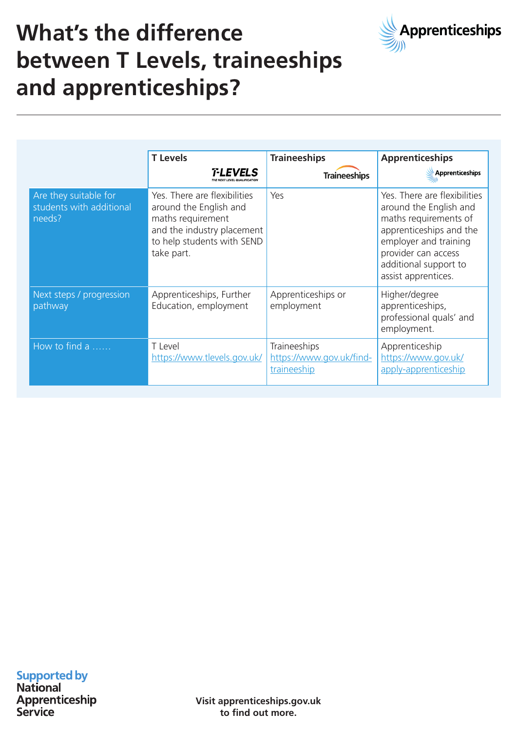# What's the difference between T Levels, traineeships and apprenticeships?

| | T Levels | Traineeships | Apprenticeships |
|---|---|---|---|
| Are they suitable for students with additional needs? | Yes. There are flexibilities around the English and maths requirement and the industry placement to help students with SEND take part. | Yes | Yes. There are flexibilities around the English and maths requirements of apprenticeships and the employer and training provider can access additional support to assist apprentices. |
| Next steps / progression pathway | Apprenticeships, Further Education, employment | Apprenticeships or employment | Higher/degree apprenticeships, professional quals' and employment. |
| How to find a …… | T Level https://www.tlevels.gov.uk/ | Traineeships https://www.gov.uk/find-traineeship | Apprenticeship https://www.gov.uk/apply-apprenticeship |

Supported by National Apprenticeship Service

Visit apprenticeships.gov.uk to find out more.